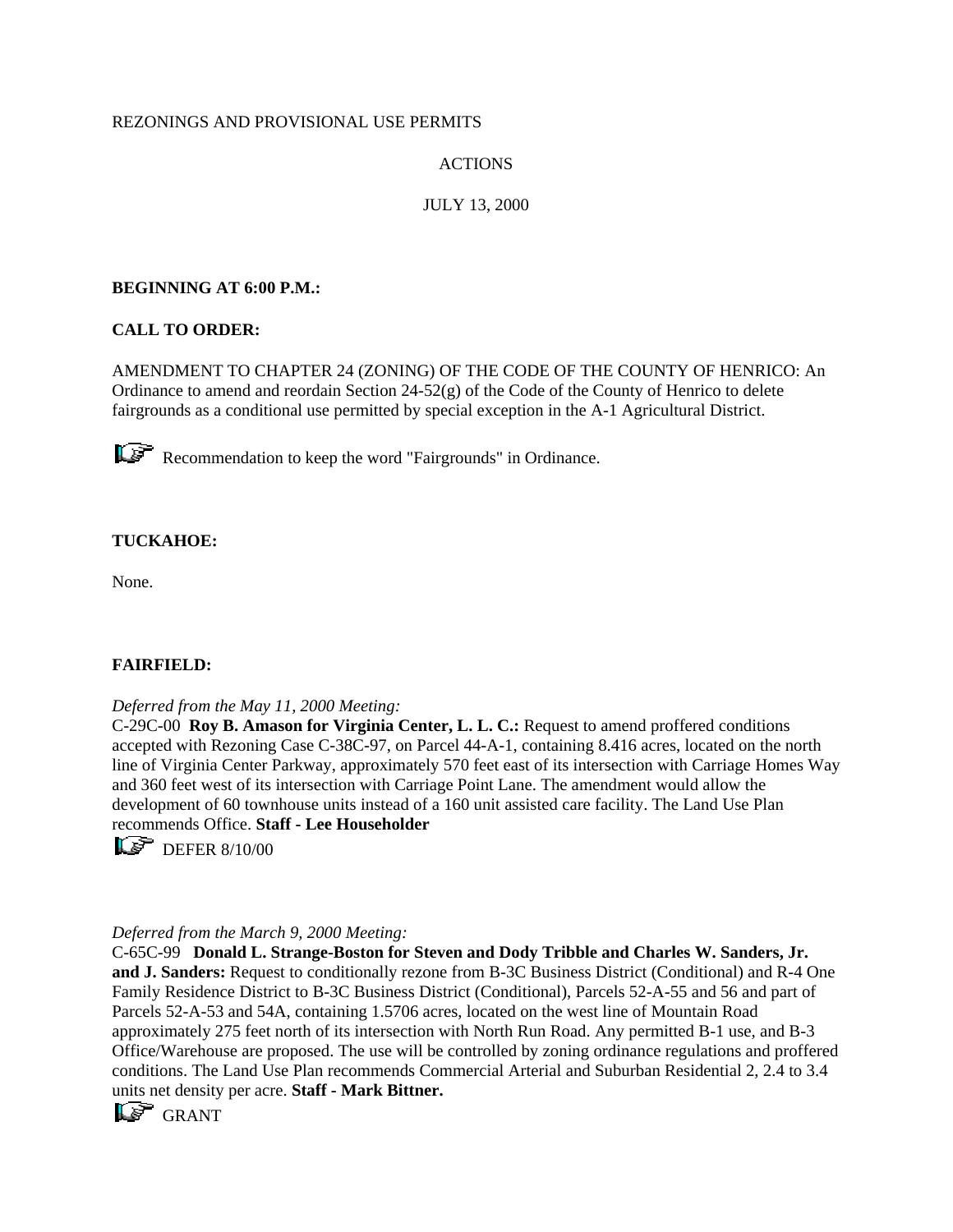REZONINGS AND PROVISIONAL USE PERMITS

ACTIONS

JULY 13, 2000

**BEGINNING AT 6:00 P.M.:**

**CALL TO ORDER:**

AMENDMENT TO CHAPTER 24 (ZONING) OF THE CODE OF THE COUNTY OF HENRICO: An Ordinance to amend and reordain Section 24-52(g) of the Code of the County of Henrico to delete fairgrounds as a conditional use permitted by special exception in the A-1 Agricultural District.

☞ Recommendation to keep the word "Fairgrounds" in Ordinance.

**TUCKAHOE:**

None.

**FAIRFIELD:**

*Deferred from the May 11, 2000 Meeting:*
C-29C-00 **Roy B. Amason for Virginia Center, L. L. C.:** Request to amend proffered conditions accepted with Rezoning Case C-38C-97, on Parcel 44-A-1, containing 8.416 acres, located on the north line of Virginia Center Parkway, approximately 570 feet east of its intersection with Carriage Homes Way and 360 feet west of its intersection with Carriage Point Lane. The amendment would allow the development of 60 townhouse units instead of a 160 unit assisted care facility. The Land Use Plan recommends Office. **Staff - Lee Householder**

☞ DEFER 8/10/00

*Deferred from the March 9, 2000 Meeting:*
C-65C-99 **Donald L. Strange-Boston for Steven and Dody Tribble and Charles W. Sanders, Jr. and J. Sanders:** Request to conditionally rezone from B-3C Business District (Conditional) and R-4 One Family Residence District to B-3C Business District (Conditional), Parcels 52-A-55 and 56 and part of Parcels 52-A-53 and 54A, containing 1.5706 acres, located on the west line of Mountain Road approximately 275 feet north of its intersection with North Run Road. Any permitted B-1 use, and B-3 Office/Warehouse are proposed. The use will be controlled by zoning ordinance regulations and proffered conditions. The Land Use Plan recommends Commercial Arterial and Suburban Residential 2, 2.4 to 3.4 units net density per acre. **Staff - Mark Bittner.**

☞ GRANT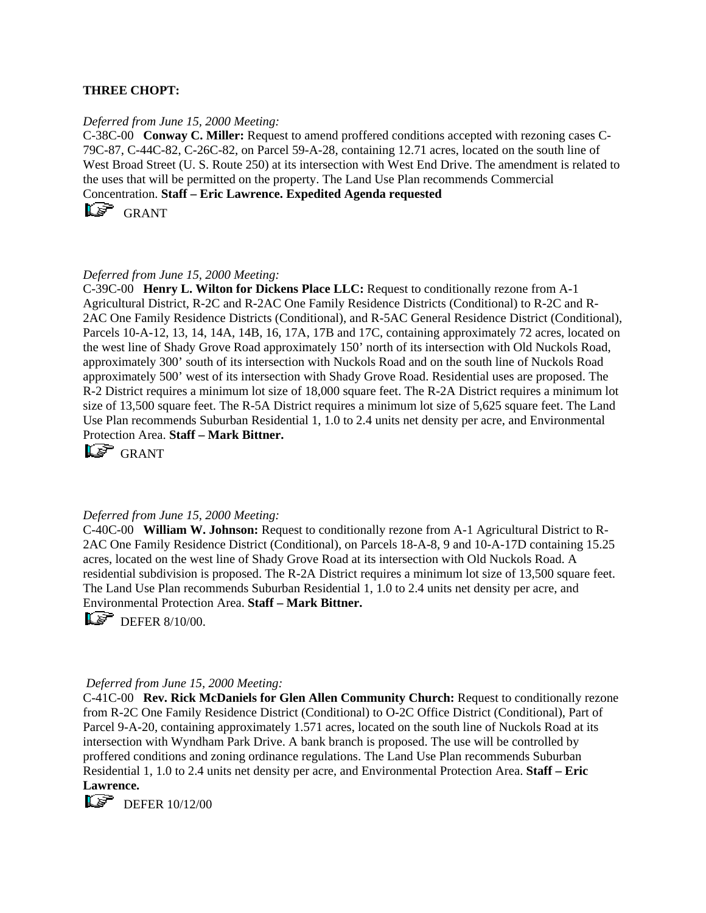**THREE CHOPT:**

*Deferred from June 15, 2000 Meeting:*

C-38C-00 **Conway C. Miller:** Request to amend proffered conditions accepted with rezoning cases C-79C-87, C-44C-82, C-26C-82, on Parcel 59-A-28, containing 12.71 acres, located on the south line of West Broad Street (U. S. Route 250) at its intersection with West End Drive. The amendment is related to the uses that will be permitted on the property. The Land Use Plan recommends Commercial Concentration. **Staff – Eric Lawrence. Expedited Agenda requested**

☞ GRANT

*Deferred from June 15, 2000 Meeting:*

C-39C-00 **Henry L. Wilton for Dickens Place LLC:** Request to conditionally rezone from A-1 Agricultural District, R-2C and R-2AC One Family Residence Districts (Conditional) to R-2C and R-2AC One Family Residence Districts (Conditional), and R-5AC General Residence District (Conditional), Parcels 10-A-12, 13, 14, 14A, 14B, 16, 17A, 17B and 17C, containing approximately 72 acres, located on the west line of Shady Grove Road approximately 150' north of its intersection with Old Nuckols Road, approximately 300' south of its intersection with Nuckols Road and on the south line of Nuckols Road approximately 500' west of its intersection with Shady Grove Road. Residential uses are proposed. The R-2 District requires a minimum lot size of 18,000 square feet. The R-2A District requires a minimum lot size of 13,500 square feet. The R-5A District requires a minimum lot size of 5,625 square feet. The Land Use Plan recommends Suburban Residential 1, 1.0 to 2.4 units net density per acre, and Environmental Protection Area. **Staff – Mark Bittner.**

☞ GRANT

*Deferred from June 15, 2000 Meeting:*

C-40C-00 **William W. Johnson:** Request to conditionally rezone from A-1 Agricultural District to R-2AC One Family Residence District (Conditional), on Parcels 18-A-8, 9 and 10-A-17D containing 15.25 acres, located on the west line of Shady Grove Road at its intersection with Old Nuckols Road. A residential subdivision is proposed. The R-2A District requires a minimum lot size of 13,500 square feet. The Land Use Plan recommends Suburban Residential 1, 1.0 to 2.4 units net density per acre, and Environmental Protection Area. **Staff – Mark Bittner.**

☞ DEFER 8/10/00.

*Deferred from June 15, 2000 Meeting:*

C-41C-00 **Rev. Rick McDaniels for Glen Allen Community Church:** Request to conditionally rezone from R-2C One Family Residence District (Conditional) to O-2C Office District (Conditional), Part of Parcel 9-A-20, containing approximately 1.571 acres, located on the south line of Nuckols Road at its intersection with Wyndham Park Drive. A bank branch is proposed. The use will be controlled by proffered conditions and zoning ordinance regulations. The Land Use Plan recommends Suburban Residential 1, 1.0 to 2.4 units net density per acre, and Environmental Protection Area. **Staff – Eric Lawrence.**

☞ DEFER 10/12/00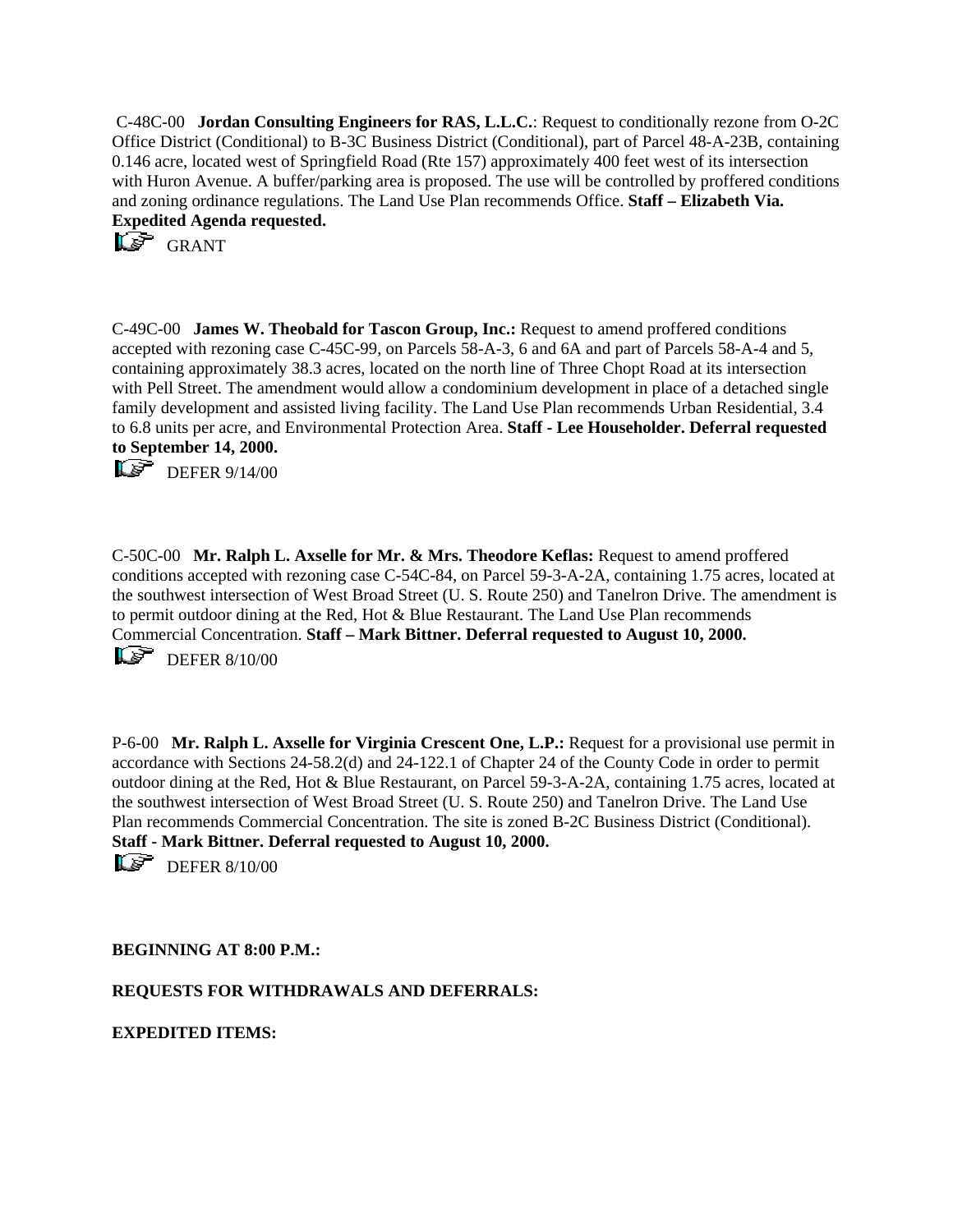C-48C-00 **Jordan Consulting Engineers for RAS, L.L.C.**: Request to conditionally rezone from O-2C Office District (Conditional) to B-3C Business District (Conditional), part of Parcel 48-A-23B, containing 0.146 acre, located west of Springfield Road (Rte 157) approximately 400 feet west of its intersection with Huron Avenue. A buffer/parking area is proposed. The use will be controlled by proffered conditions and zoning ordinance regulations. The Land Use Plan recommends Office. **Staff – Elizabeth Via. Expedited Agenda requested.**

GRANT

C-49C-00 **James W. Theobald for Tascon Group, Inc.:** Request to amend proffered conditions accepted with rezoning case C-45C-99, on Parcels 58-A-3, 6 and 6A and part of Parcels 58-A-4 and 5, containing approximately 38.3 acres, located on the north line of Three Chopt Road at its intersection with Pell Street. The amendment would allow a condominium development in place of a detached single family development and assisted living facility. The Land Use Plan recommends Urban Residential, 3.4 to 6.8 units per acre, and Environmental Protection Area. **Staff - Lee Householder. Deferral requested to September 14, 2000.**

DEFER 9/14/00

C-50C-00 **Mr. Ralph L. Axselle for Mr. & Mrs. Theodore Keflas:** Request to amend proffered conditions accepted with rezoning case C-54C-84, on Parcel 59-3-A-2A, containing 1.75 acres, located at the southwest intersection of West Broad Street (U. S. Route 250) and Tanelron Drive. The amendment is to permit outdoor dining at the Red, Hot & Blue Restaurant. The Land Use Plan recommends Commercial Concentration. **Staff – Mark Bittner. Deferral requested to August 10, 2000.**

DEFER 8/10/00

P-6-00 **Mr. Ralph L. Axselle for Virginia Crescent One, L.P.:** Request for a provisional use permit in accordance with Sections 24-58.2(d) and 24-122.1 of Chapter 24 of the County Code in order to permit outdoor dining at the Red, Hot & Blue Restaurant, on Parcel 59-3-A-2A, containing 1.75 acres, located at the southwest intersection of West Broad Street (U. S. Route 250) and Tanelron Drive. The Land Use Plan recommends Commercial Concentration. The site is zoned B-2C Business District (Conditional). **Staff - Mark Bittner. Deferral requested to August 10, 2000.**

DEFER 8/10/00

**BEGINNING AT 8:00 P.M.:**

**REQUESTS FOR WITHDRAWALS AND DEFERRALS:**

**EXPEDITED ITEMS:**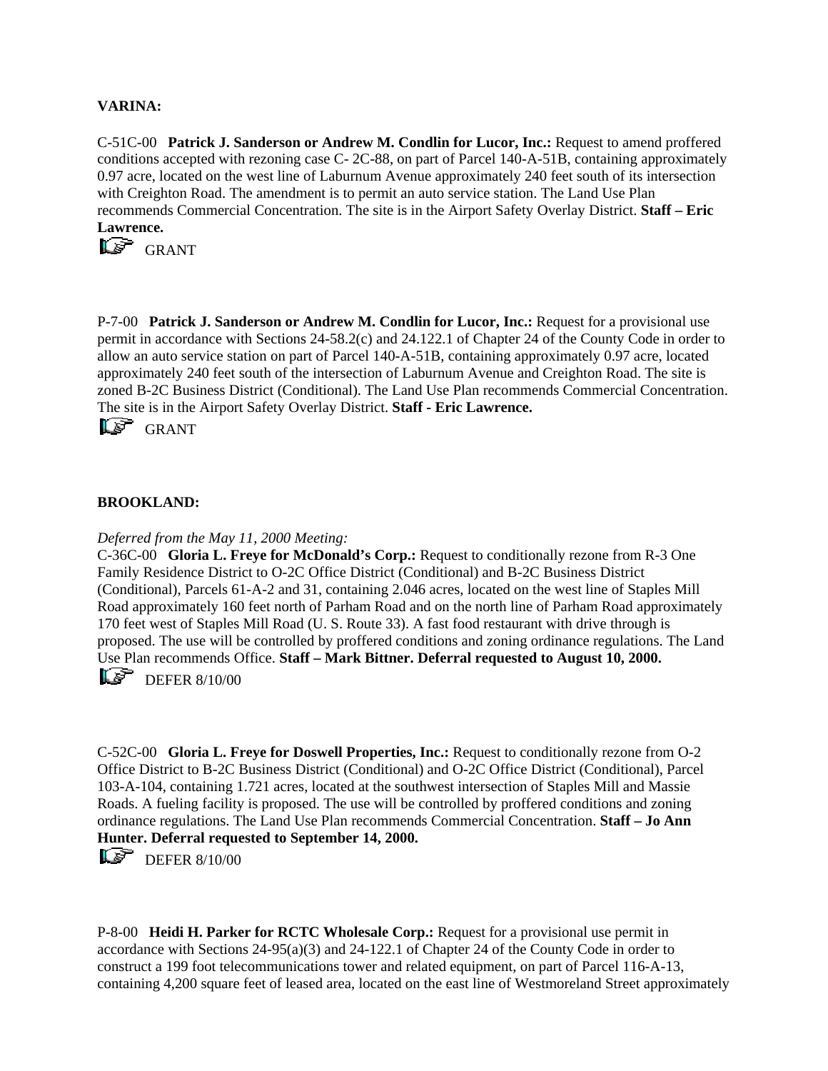**VARINA:**

C-51C-00 **Patrick J. Sanderson or Andrew M. Condlin for Lucor, Inc.:** Request to amend proffered conditions accepted with rezoning case C- 2C-88, on part of Parcel 140-A-51B, containing approximately 0.97 acre, located on the west line of Laburnum Avenue approximately 240 feet south of its intersection with Creighton Road. The amendment is to permit an auto service station. The Land Use Plan recommends Commercial Concentration. The site is in the Airport Safety Overlay District. **Staff – Eric Lawrence.**

GRANT

P-7-00 **Patrick J. Sanderson or Andrew M. Condlin for Lucor, Inc.:** Request for a provisional use permit in accordance with Sections 24-58.2(c) and 24.122.1 of Chapter 24 of the County Code in order to allow an auto service station on part of Parcel 140-A-51B, containing approximately 0.97 acre, located approximately 240 feet south of the intersection of Laburnum Avenue and Creighton Road. The site is zoned B-2C Business District (Conditional). The Land Use Plan recommends Commercial Concentration. The site is in the Airport Safety Overlay District. **Staff - Eric Lawrence.**

GRANT

**BROOKLAND:**

*Deferred from the May 11, 2000 Meeting:*

C-36C-00 **Gloria L. Freye for McDonald's Corp.:** Request to conditionally rezone from R-3 One Family Residence District to O-2C Office District (Conditional) and B-2C Business District (Conditional), Parcels 61-A-2 and 31, containing 2.046 acres, located on the west line of Staples Mill Road approximately 160 feet north of Parham Road and on the north line of Parham Road approximately 170 feet west of Staples Mill Road (U. S. Route 33). A fast food restaurant with drive through is proposed. The use will be controlled by proffered conditions and zoning ordinance regulations. The Land Use Plan recommends Office. **Staff – Mark Bittner. Deferral requested to August 10, 2000.**

DEFER 8/10/00

C-52C-00 **Gloria L. Freye for Doswell Properties, Inc.:** Request to conditionally rezone from O-2 Office District to B-2C Business District (Conditional) and O-2C Office District (Conditional), Parcel 103-A-104, containing 1.721 acres, located at the southwest intersection of Staples Mill and Massie Roads. A fueling facility is proposed. The use will be controlled by proffered conditions and zoning ordinance regulations. The Land Use Plan recommends Commercial Concentration. **Staff – Jo Ann Hunter. Deferral requested to September 14, 2000.**

DEFER 8/10/00

P-8-00 **Heidi H. Parker for RCTC Wholesale Corp.:** Request for a provisional use permit in accordance with Sections 24-95(a)(3) and 24-122.1 of Chapter 24 of the County Code in order to construct a 199 foot telecommunications tower and related equipment, on part of Parcel 116-A-13, containing 4,200 square feet of leased area, located on the east line of Westmoreland Street approximately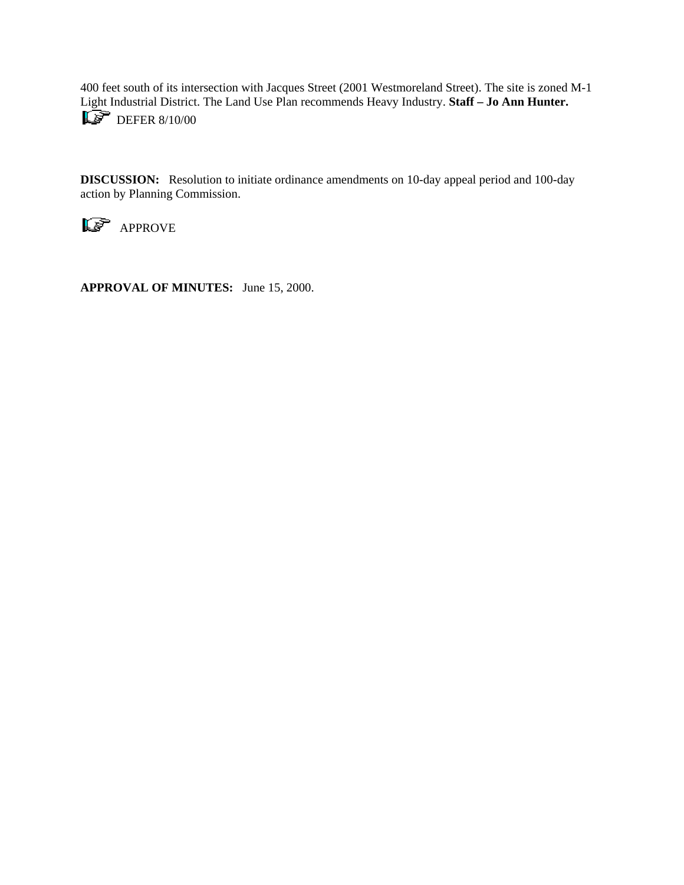400 feet south of its intersection with Jacques Street (2001 Westmoreland Street). The site is zoned M-1 Light Industrial District. The Land Use Plan recommends Heavy Industry. **Staff – Jo Ann Hunter.**

☞ DEFER 8/10/00

**DISCUSSION:** Resolution to initiate ordinance amendments on 10-day appeal period and 100-day action by Planning Commission.

☞ APPROVE

**APPROVAL OF MINUTES:** June 15, 2000.